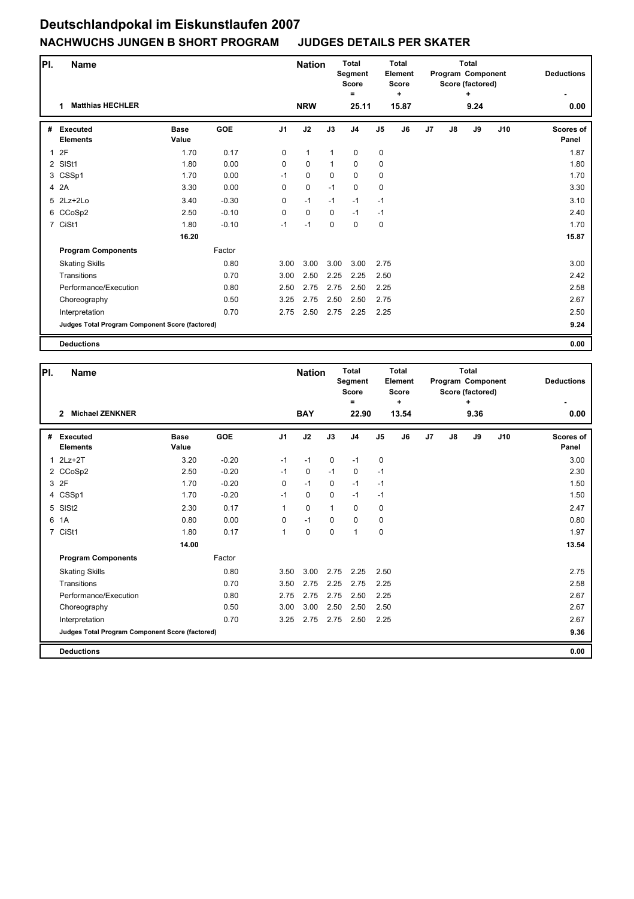# Deutschlandpokal im Eiskunstlaufen 2007

## NACHWUCHS JUNGEN B SHORT PROGRAM JUDGES DETAILS PER SKATER

| Pl. | Name | Nation | Total Segment Score = | Total Element Score + | Total Program Component Score (factored) + | Deductions - |
|---|---|---|---|---|---|---|
| 1 | Matthias HECHLER | NRW | 25.11 | 15.87 | 9.24 | 0.00 |

| # | Executed Elements | Base Value | GOE | J1 | J2 | J3 | J4 | J5 | J6 | J7 | J8 | J9 | J10 | Scores of Panel |
|---|---|---|---|---|---|---|---|---|---|---|---|---|---|---|
| 1 | 2F | 1.70 | 0.17 | 0 | 1 | 1 | 0 | 0 | | | | | | 1.87 |
| 2 | SlSt1 | 1.80 | 0.00 | 0 | 0 | 1 | 0 | 0 | | | | | | 1.80 |
| 3 | CSSp1 | 1.70 | 0.00 | -1 | 0 | 0 | 0 | 0 | | | | | | 1.70 |
| 4 | 2A | 3.30 | 0.00 | 0 | 0 | -1 | 0 | 0 | | | | | | 3.30 |
| 5 | 2Lz+2Lo | 3.40 | -0.30 | 0 | -1 | -1 | -1 | -1 | | | | | | 3.10 |
| 6 | CCoSp2 | 2.50 | -0.10 | 0 | 0 | 0 | -1 | -1 | | | | | | 2.40 |
| 7 | CiSt1 | 1.80 | -0.10 | -1 | -1 | 0 | 0 | 0 | | | | | | 1.70 |
| | | 16.20 | | | | | | | | | | | | 15.87 |
| | **Program Components** | | Factor | | | | | | | | | | | |
| | Skating Skills | | 0.80 | 3.00 | 3.00 | 3.00 | 3.00 | 2.75 | | | | | | 3.00 |
| | Transitions | | 0.70 | 3.00 | 2.50 | 2.25 | 2.25 | 2.50 | | | | | | 2.42 |
| | Performance/Execution | | 0.80 | 2.50 | 2.75 | 2.75 | 2.50 | 2.25 | | | | | | 2.58 |
| | Choreography | | 0.50 | 3.25 | 2.75 | 2.50 | 2.50 | 2.75 | | | | | | 2.67 |
| | Interpretation | | 0.70 | 2.75 | 2.50 | 2.75 | 2.25 | 2.25 | | | | | | 2.50 |
| | **Judges Total Program Component Score (factored)** | | | | | | | | | | | | | 9.24 |
| | **Deductions** | | | | | | | | | | | | | 0.00 |

| Pl. | Name | Nation | Total Segment Score = | Total Element Score + | Total Program Component Score (factored) + | Deductions - |
|---|---|---|---|---|---|---|
| 2 | Michael ZENKNER | BAY | 22.90 | 13.54 | 9.36 | 0.00 |

| # | Executed Elements | Base Value | GOE | J1 | J2 | J3 | J4 | J5 | J6 | J7 | J8 | J9 | J10 | Scores of Panel |
|---|---|---|---|---|---|---|---|---|---|---|---|---|---|---|
| 1 | 2Lz+2T | 3.20 | -0.20 | -1 | -1 | 0 | -1 | 0 | | | | | | 3.00 |
| 2 | CCoSp2 | 2.50 | -0.20 | -1 | 0 | -1 | 0 | -1 | | | | | | 2.30 |
| 3 | 2F | 1.70 | -0.20 | 0 | -1 | 0 | -1 | -1 | | | | | | 1.50 |
| 4 | CSSp1 | 1.70 | -0.20 | -1 | 0 | 0 | -1 | -1 | | | | | | 1.50 |
| 5 | SlSt2 | 2.30 | 0.17 | 1 | 0 | 1 | 0 | 0 | | | | | | 2.47 |
| 6 | 1A | 0.80 | 0.00 | 0 | -1 | 0 | 0 | 0 | | | | | | 0.80 |
| 7 | CiSt1 | 1.80 | 0.17 | 1 | 0 | 0 | 1 | 0 | | | | | | 1.97 |
| | | 14.00 | | | | | | | | | | | | 13.54 |
| | **Program Components** | | Factor | | | | | | | | | | | |
| | Skating Skills | | 0.80 | 3.50 | 3.00 | 2.75 | 2.25 | 2.50 | | | | | | 2.75 |
| | Transitions | | 0.70 | 3.50 | 2.75 | 2.25 | 2.75 | 2.25 | | | | | | 2.58 |
| | Performance/Execution | | 0.80 | 2.75 | 2.75 | 2.75 | 2.50 | 2.25 | | | | | | 2.67 |
| | Choreography | | 0.50 | 3.00 | 3.00 | 2.50 | 2.50 | 2.50 | | | | | | 2.67 |
| | Interpretation | | 0.70 | 3.25 | 2.75 | 2.75 | 2.50 | 2.25 | | | | | | 2.67 |
| | **Judges Total Program Component Score (factored)** | | | | | | | | | | | | | 9.36 |
| | **Deductions** | | | | | | | | | | | | | 0.00 |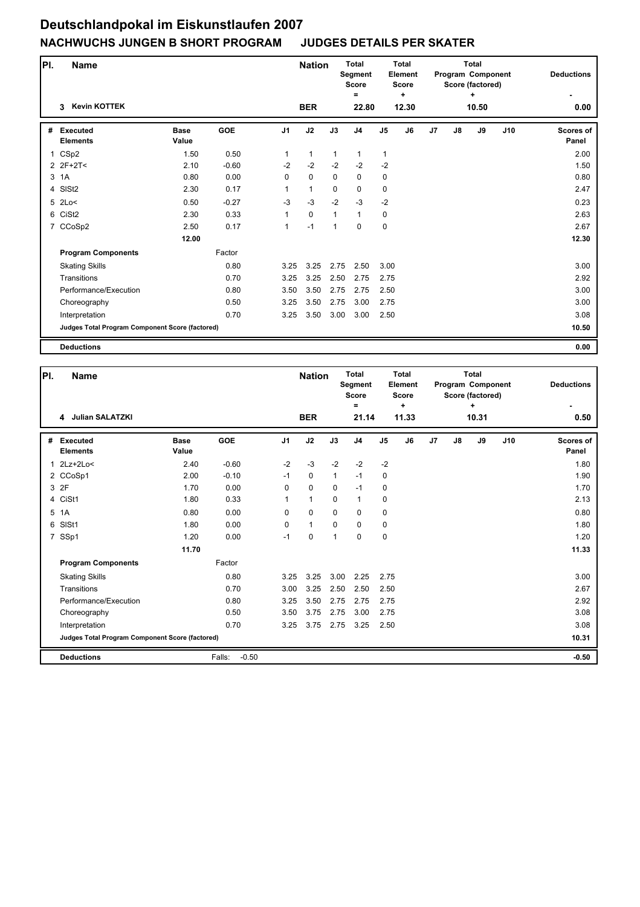# Deutschlandpokal im Eiskunstlaufen 2007

## NACHWUCHS JUNGEN B SHORT PROGRAM JUDGES DETAILS PER SKATER

| Pl. | Name | Nation | Total Segment Score = | Total Element Score + | Total Program Component Score (factored) + | Deductions - |
|---|---|---|---|---|---|---|
| 3 | Kevin KOTTEK | BER | 22.80 | 12.30 | 10.50 | 0.00 |

| # | Executed Elements | Base Value | GOE | J1 | J2 | J3 | J4 | J5 | J6 | J7 | J8 | J9 | J10 | Scores of Panel |
|---|---|---|---|---|---|---|---|---|---|---|---|---|---|---|
| 1 | CSp2 | 1.50 | 0.50 | 1 | 1 | 1 | 1 | 1 | | | | | | 2.00 |
| 2 | 2F+2T< | 2.10 | -0.60 | -2 | -2 | -2 | -2 | -2 | | | | | | 1.50 |
| 3 | 1A | 0.80 | 0.00 | 0 | 0 | 0 | 0 | 0 | | | | | | 0.80 |
| 4 | SlSt2 | 2.30 | 0.17 | 1 | 1 | 0 | 0 | 0 | | | | | | 2.47 |
| 5 | 2Lo< | 0.50 | -0.27 | -3 | -3 | -2 | -3 | -2 | | | | | | 0.23 |
| 6 | CiSt2 | 2.30 | 0.33 | 1 | 0 | 1 | 1 | 0 | | | | | | 2.63 |
| 7 | CCoSp2 | 2.50 | 0.17 | 1 | -1 | 1 | 0 | 0 | | | | | | 2.67 |
| | | 12.00 | | | | | | | | | | | | 12.30 |
| | **Program Components** | | Factor | | | | | | | | | | | |
| | Skating Skills | | 0.80 | 3.25 | 3.25 | 2.75 | 2.50 | 3.00 | | | | | | 3.00 |
| | Transitions | | 0.70 | 3.25 | 3.25 | 2.50 | 2.75 | 2.75 | | | | | | 2.92 |
| | Performance/Execution | | 0.80 | 3.50 | 3.50 | 2.75 | 2.75 | 2.50 | | | | | | 3.00 |
| | Choreography | | 0.50 | 3.25 | 3.50 | 2.75 | 3.00 | 2.75 | | | | | | 3.00 |
| | Interpretation | | 0.70 | 3.25 | 3.50 | 3.00 | 3.00 | 2.50 | | | | | | 3.08 |
| | **Judges Total Program Component Score (factored)** | | | | | | | | | | | | | 10.50 |
| | **Deductions** | | | | | | | | | | | | | 0.00 |

| Pl. | Name | Nation | Total Segment Score = | Total Element Score + | Total Program Component Score (factored) + | Deductions - |
|---|---|---|---|---|---|---|
| 4 | Julian SALATZKI | BER | 21.14 | 11.33 | 10.31 | 0.50 |

| # | Executed Elements | Base Value | GOE | J1 | J2 | J3 | J4 | J5 | J6 | J7 | J8 | J9 | J10 | Scores of Panel |
|---|---|---|---|---|---|---|---|---|---|---|---|---|---|---|
| 1 | 2Lz+2Lo< | 2.40 | -0.60 | -2 | -3 | -2 | -2 | -2 | | | | | | 1.80 |
| 2 | CCoSp1 | 2.00 | -0.10 | -1 | 0 | 1 | -1 | 0 | | | | | | 1.90 |
| 3 | 2F | 1.70 | 0.00 | 0 | 0 | 0 | -1 | 0 | | | | | | 1.70 |
| 4 | CiSt1 | 1.80 | 0.33 | 1 | 1 | 0 | 1 | 0 | | | | | | 2.13 |
| 5 | 1A | 0.80 | 0.00 | 0 | 0 | 0 | 0 | 0 | | | | | | 0.80 |
| 6 | SlSt1 | 1.80 | 0.00 | 0 | 1 | 0 | 0 | 0 | | | | | | 1.80 |
| 7 | SSp1 | 1.20 | 0.00 | -1 | 0 | 1 | 0 | 0 | | | | | | 1.20 |
| | | 11.70 | | | | | | | | | | | | 11.33 |
| | **Program Components** | | Factor | | | | | | | | | | | |
| | Skating Skills | | 0.80 | 3.25 | 3.25 | 3.00 | 2.25 | 2.75 | | | | | | 3.00 |
| | Transitions | | 0.70 | 3.00 | 3.25 | 2.50 | 2.50 | 2.50 | | | | | | 2.67 |
| | Performance/Execution | | 0.80 | 3.25 | 3.50 | 2.75 | 2.75 | 2.75 | | | | | | 2.92 |
| | Choreography | | 0.50 | 3.50 | 3.75 | 2.75 | 3.00 | 2.75 | | | | | | 3.08 |
| | Interpretation | | 0.70 | 3.25 | 3.75 | 2.75 | 3.25 | 2.50 | | | | | | 3.08 |
| | **Judges Total Program Component Score (factored)** | | | | | | | | | | | | | 10.31 |
| | **Deductions** | | Falls: -0.50 | | | | | | | | | | | -0.50 |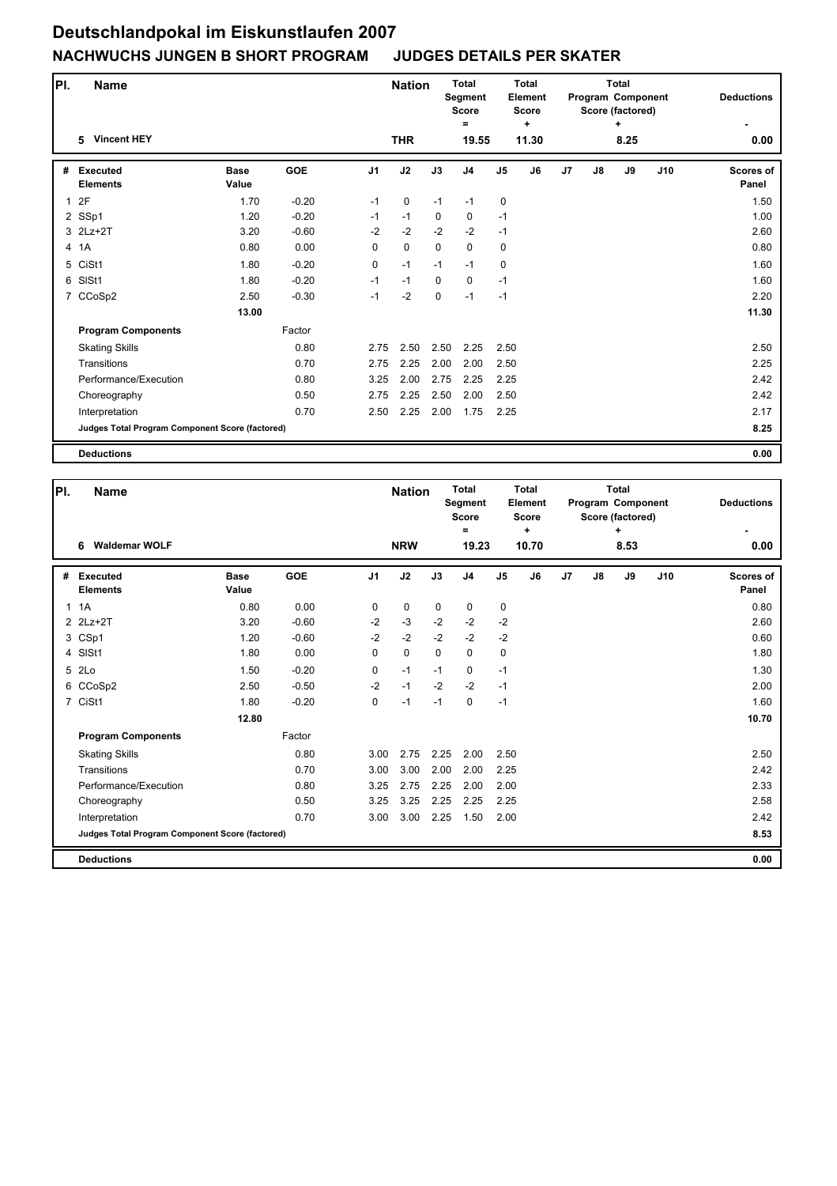# Deutschlandpokal im Eiskunstlaufen 2007

## NACHWUCHS JUNGEN B SHORT PROGRAM JUDGES DETAILS PER SKATER

| Pl. | Name | Nation | Total Segment Score = | Total Element Score + | Total Program Component Score (factored) + | Deductions - |
|---|---|---|---|---|---|---|
| 5 | Vincent HEY | THR | 19.55 | 11.30 | 8.25 | 0.00 |

| # | Executed Elements | Base Value | GOE | J1 | J2 | J3 | J4 | J5 | J6 | J7 | J8 | J9 | J10 | Scores of Panel |
|---|---|---|---|---|---|---|---|---|---|---|---|---|---|---|
| 1 | 2F | 1.70 | -0.20 | -1 | 0 | -1 | -1 | 0 | | | | | | 1.50 |
| 2 | SSp1 | 1.20 | -0.20 | -1 | -1 | 0 | 0 | -1 | | | | | | 1.00 |
| 3 | 2Lz+2T | 3.20 | -0.60 | -2 | -2 | -2 | -2 | -1 | | | | | | 2.60 |
| 4 | 1A | 0.80 | 0.00 | 0 | 0 | 0 | 0 | 0 | | | | | | 0.80 |
| 5 | CiSt1 | 1.80 | -0.20 | 0 | -1 | -1 | -1 | 0 | | | | | | 1.60 |
| 6 | SlSt1 | 1.80 | -0.20 | -1 | -1 | 0 | 0 | -1 | | | | | | 1.60 |
| 7 | CCoSp2 | 2.50 | -0.30 | -1 | -2 | 0 | -1 | -1 | | | | | | 2.20 |
| | | 13.00 | | | | | | | | | | | | 11.30 |
| | **Program Components** | | Factor | | | | | | | | | | | |
| | Skating Skills | | 0.80 | 2.75 | 2.50 | 2.50 | 2.25 | 2.50 | | | | | | 2.50 |
| | Transitions | | 0.70 | 2.75 | 2.25 | 2.00 | 2.00 | 2.50 | | | | | | 2.25 |
| | Performance/Execution | | 0.80 | 3.25 | 2.00 | 2.75 | 2.25 | 2.25 | | | | | | 2.42 |
| | Choreography | | 0.50 | 2.75 | 2.25 | 2.50 | 2.00 | 2.50 | | | | | | 2.42 |
| | Interpretation | | 0.70 | 2.50 | 2.25 | 2.00 | 1.75 | 2.25 | | | | | | 2.17 |
| | **Judges Total Program Component Score (factored)** | | | | | | | | | | | | | 8.25 |
| | **Deductions** | | | | | | | | | | | | | 0.00 |

| Pl. | Name | Nation | Total Segment Score = | Total Element Score + | Total Program Component Score (factored) + | Deductions - |
|---|---|---|---|---|---|---|
| 6 | Waldemar WOLF | NRW | 19.23 | 10.70 | 8.53 | 0.00 |

| # | Executed Elements | Base Value | GOE | J1 | J2 | J3 | J4 | J5 | J6 | J7 | J8 | J9 | J10 | Scores of Panel |
|---|---|---|---|---|---|---|---|---|---|---|---|---|---|---|
| 1 | 1A | 0.80 | 0.00 | 0 | 0 | 0 | 0 | 0 | | | | | | 0.80 |
| 2 | 2Lz+2T | 3.20 | -0.60 | -2 | -3 | -2 | -2 | -2 | | | | | | 2.60 |
| 3 | CSp1 | 1.20 | -0.60 | -2 | -2 | -2 | -2 | -2 | | | | | | 0.60 |
| 4 | SlSt1 | 1.80 | 0.00 | 0 | 0 | 0 | 0 | 0 | | | | | | 1.80 |
| 5 | 2Lo | 1.50 | -0.20 | 0 | -1 | -1 | 0 | -1 | | | | | | 1.30 |
| 6 | CCoSp2 | 2.50 | -0.50 | -2 | -1 | -2 | -2 | -1 | | | | | | 2.00 |
| 7 | CiSt1 | 1.80 | -0.20 | 0 | -1 | -1 | 0 | -1 | | | | | | 1.60 |
| | | 12.80 | | | | | | | | | | | | 10.70 |
| | **Program Components** | | Factor | | | | | | | | | | | |
| | Skating Skills | | 0.80 | 3.00 | 2.75 | 2.25 | 2.00 | 2.50 | | | | | | 2.50 |
| | Transitions | | 0.70 | 3.00 | 3.00 | 2.00 | 2.00 | 2.25 | | | | | | 2.42 |
| | Performance/Execution | | 0.80 | 3.25 | 2.75 | 2.25 | 2.00 | 2.00 | | | | | | 2.33 |
| | Choreography | | 0.50 | 3.25 | 3.25 | 2.25 | 2.25 | 2.25 | | | | | | 2.58 |
| | Interpretation | | 0.70 | 3.00 | 3.00 | 2.25 | 1.50 | 2.00 | | | | | | 2.42 |
| | **Judges Total Program Component Score (factored)** | | | | | | | | | | | | | 8.53 |
| | **Deductions** | | | | | | | | | | | | | 0.00 |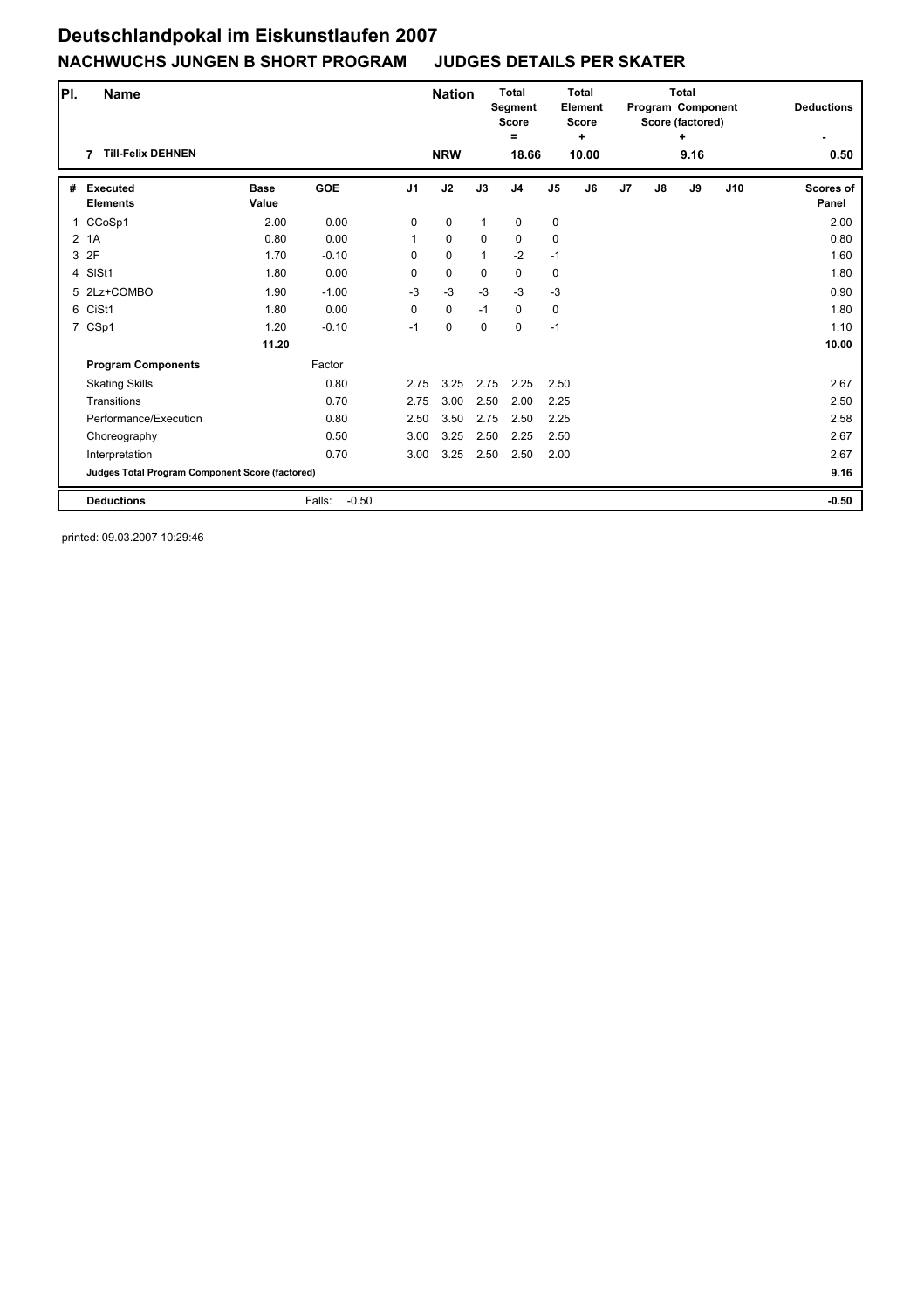# Deutschlandpokal im Eiskunstlaufen 2007

## NACHWUCHS JUNGEN B SHORT PROGRAM JUDGES DETAILS PER SKATER

| Pl. | Name | Nation | Total Segment Score = | Total Element Score + | Total Program Component Score (factored) + | Deductions - |
|---|---|---|---|---|---|---|
| 7 | Till-Felix DEHNEN | NRW | 18.66 | 10.00 | 9.16 | 0.50 |

| # | Executed Elements | Base Value | GOE | J1 | J2 | J3 | J4 | J5 | J6 | J7 | J8 | J9 | J10 | Scores of Panel |
|---|---|---|---|---|---|---|---|---|---|---|---|---|---|---|
| 1 | CCoSp1 | 2.00 | 0.00 | 0 | 0 | 1 | 0 | 0 | | | | | | 2.00 |
| 2 | 1A | 0.80 | 0.00 | 1 | 0 | 0 | 0 | 0 | | | | | | 0.80 |
| 3 | 2F | 1.70 | -0.10 | 0 | 0 | 1 | -2 | -1 | | | | | | 1.60 |
| 4 | SlSt1 | 1.80 | 0.00 | 0 | 0 | 0 | 0 | 0 | | | | | | 1.80 |
| 5 | 2Lz+COMBO | 1.90 | -1.00 | -3 | -3 | -3 | -3 | -3 | | | | | | 0.90 |
| 6 | CiSt1 | 1.80 | 0.00 | 0 | 0 | -1 | 0 | 0 | | | | | | 1.80 |
| 7 | CSp1 | 1.20 | -0.10 | -1 | 0 | 0 | 0 | -1 | | | | | | 1.10 |
| | | 11.20 | | | | | | | | | | | | 10.00 |
| | **Program Components** | | Factor | | | | | | | | | | | |
| | Skating Skills | | 0.80 | 2.75 | 3.25 | 2.75 | 2.25 | 2.50 | | | | | | 2.67 |
| | Transitions | | 0.70 | 2.75 | 3.00 | 2.50 | 2.00 | 2.25 | | | | | | 2.50 |
| | Performance/Execution | | 0.80 | 2.50 | 3.50 | 2.75 | 2.50 | 2.25 | | | | | | 2.58 |
| | Choreography | | 0.50 | 3.00 | 3.25 | 2.50 | 2.25 | 2.50 | | | | | | 2.67 |
| | Interpretation | | 0.70 | 3.00 | 3.25 | 2.50 | 2.50 | 2.00 | | | | | | 2.67 |
| | **Judges Total Program Component Score (factored)** | | | | | | | | | | | | | 9.16 |
| | **Deductions** | | Falls: -0.50 | | | | | | | | | | | -0.50 |

printed: 09.03.2007 10:29:46